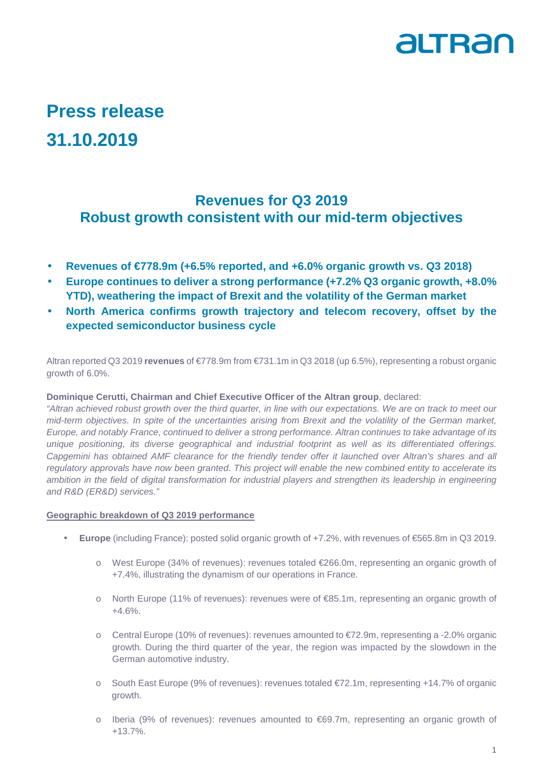# Press release

# 31.10.2019

## Revenues for Q3 2019
## Robust growth consistent with our mid-term objectives

- **Revenues of €778.9m (+6.5% reported, and +6.0% organic growth vs. Q3 2018)**
- **Europe continues to deliver a strong performance (+7.2% Q3 organic growth, +8.0% YTD), weathering the impact of Brexit and the volatility of the German market**
- **North America confirms growth trajectory and telecom recovery, offset by the expected semiconductor business cycle**

Altran reported Q3 2019 **revenues** of €778.9m from €731.1m in Q3 2018 (up 6.5%), representing a robust organic growth of 6.0%.

**Dominique Cerutti, Chairman and Chief Executive Officer of the Altran group**, declared:

*"Altran achieved robust growth over the third quarter, in line with our expectations. We are on track to meet our mid-term objectives. In spite of the uncertainties arising from Brexit and the volatility of the German market, Europe, and notably France, continued to deliver a strong performance. Altran continues to take advantage of its unique positioning, its diverse geographical and industrial footprint as well as its differentiated offerings. Capgemini has obtained AMF clearance for the friendly tender offer it launched over Altran's shares and all regulatory approvals have now been granted. This project will enable the new combined entity to accelerate its ambition in the field of digital transformation for industrial players and strengthen its leadership in engineering and R&D (ER&D) services."*

**Geographic breakdown of Q3 2019 performance**

- **Europe** (including France): posted solid organic growth of +7.2%, with revenues of €565.8m in Q3 2019.
    - West Europe (34% of revenues): revenues totaled €266.0m, representing an organic growth of +7.4%, illustrating the dynamism of our operations in France.
    - North Europe (11% of revenues): revenues were of €85.1m, representing an organic growth of +4.6%.
    - Central Europe (10% of revenues): revenues amounted to €72.9m, representing a -2.0% organic growth. During the third quarter of the year, the region was impacted by the slowdown in the German automotive industry.
    - South East Europe (9% of revenues): revenues totaled €72.1m, representing +14.7% of organic growth.
    - Iberia (9% of revenues): revenues amounted to €69.7m, representing an organic growth of +13.7%.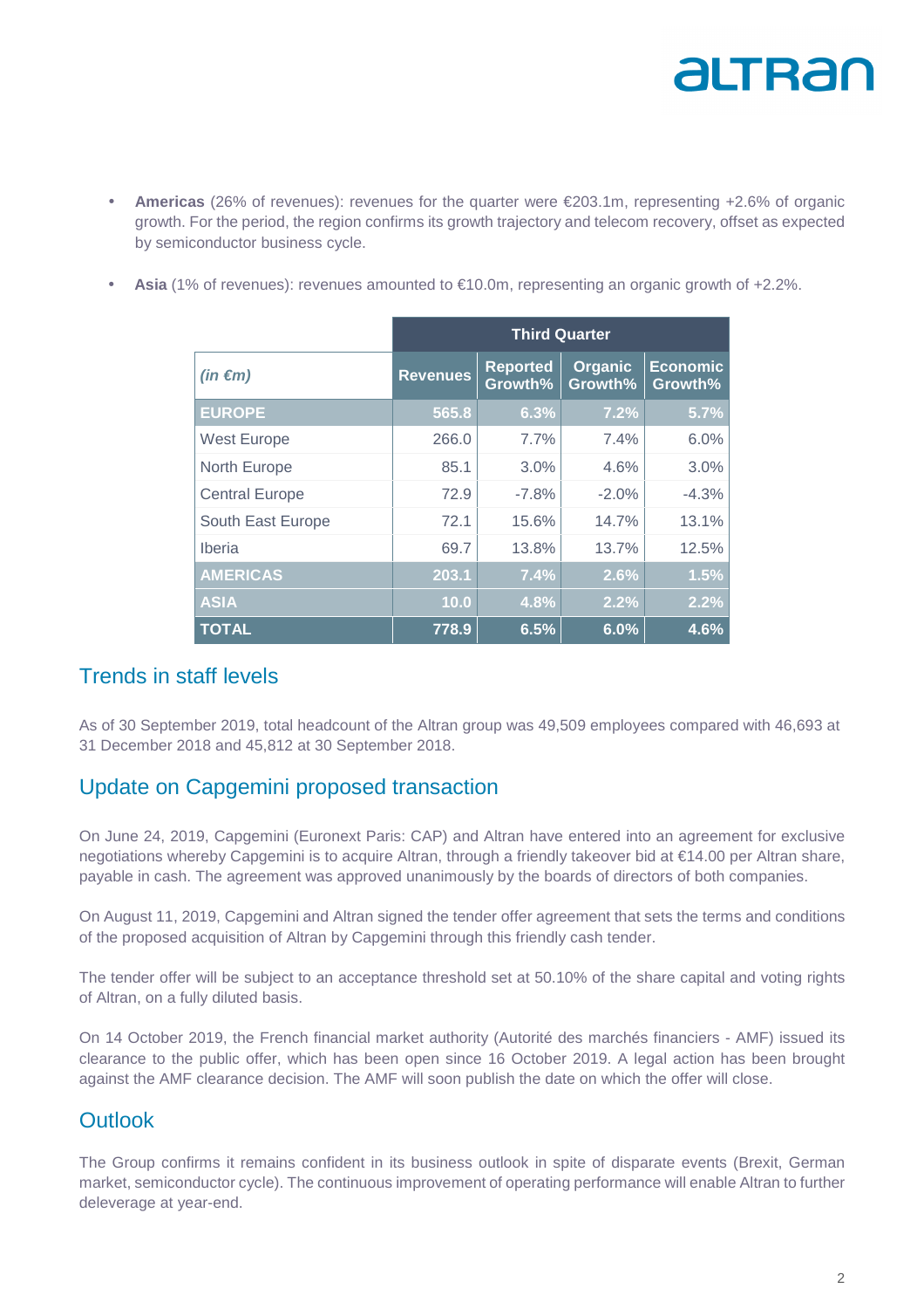- **Americas** (26% of revenues): revenues for the quarter were €203.1m, representing +2.6% of organic growth. For the period, the region confirms its growth trajectory and telecom recovery, offset as expected by semiconductor business cycle.

- **Asia** (1% of revenues): revenues amounted to €10.0m, representing an organic growth of +2.2%.

| | Third Quarter | | | |
|---|---|---|---|---|
| *(in €m)* | Revenues | Reported Growth% | Organic Growth% | Economic Growth% |
| **EUROPE** | **565.8** | **6.3%** | **7.2%** | **5.7%** |
| West Europe | 266.0 | 7.7% | 7.4% | 6.0% |
| North Europe | 85.1 | 3.0% | 4.6% | 3.0% |
| Central Europe | 72.9 | -7.8% | -2.0% | -4.3% |
| South East Europe | 72.1 | 15.6% | 14.7% | 13.1% |
| Iberia | 69.7 | 13.8% | 13.7% | 12.5% |
| **AMERICAS** | **203.1** | **7.4%** | **2.6%** | **1.5%** |
| **ASIA** | **10.0** | **4.8%** | **2.2%** | **2.2%** |
| **TOTAL** | **778.9** | **6.5%** | **6.0%** | **4.6%** |

## Trends in staff levels

As of 30 September 2019, total headcount of the Altran group was 49,509 employees compared with 46,693 at 31 December 2018 and 45,812 at 30 September 2018.

## Update on Capgemini proposed transaction

On June 24, 2019, Capgemini (Euronext Paris: CAP) and Altran have entered into an agreement for exclusive negotiations whereby Capgemini is to acquire Altran, through a friendly takeover bid at €14.00 per Altran share, payable in cash. The agreement was approved unanimously by the boards of directors of both companies.

On August 11, 2019, Capgemini and Altran signed the tender offer agreement that sets the terms and conditions of the proposed acquisition of Altran by Capgemini through this friendly cash tender.

The tender offer will be subject to an acceptance threshold set at 50.10% of the share capital and voting rights of Altran, on a fully diluted basis.

On 14 October 2019, the French financial market authority (Autorité des marchés financiers - AMF) issued its clearance to the public offer, which has been open since 16 October 2019. A legal action has been brought against the AMF clearance decision. The AMF will soon publish the date on which the offer will close.

## Outlook

The Group confirms it remains confident in its business outlook in spite of disparate events (Brexit, German market, semiconductor cycle). The continuous improvement of operating performance will enable Altran to further deleverage at year-end.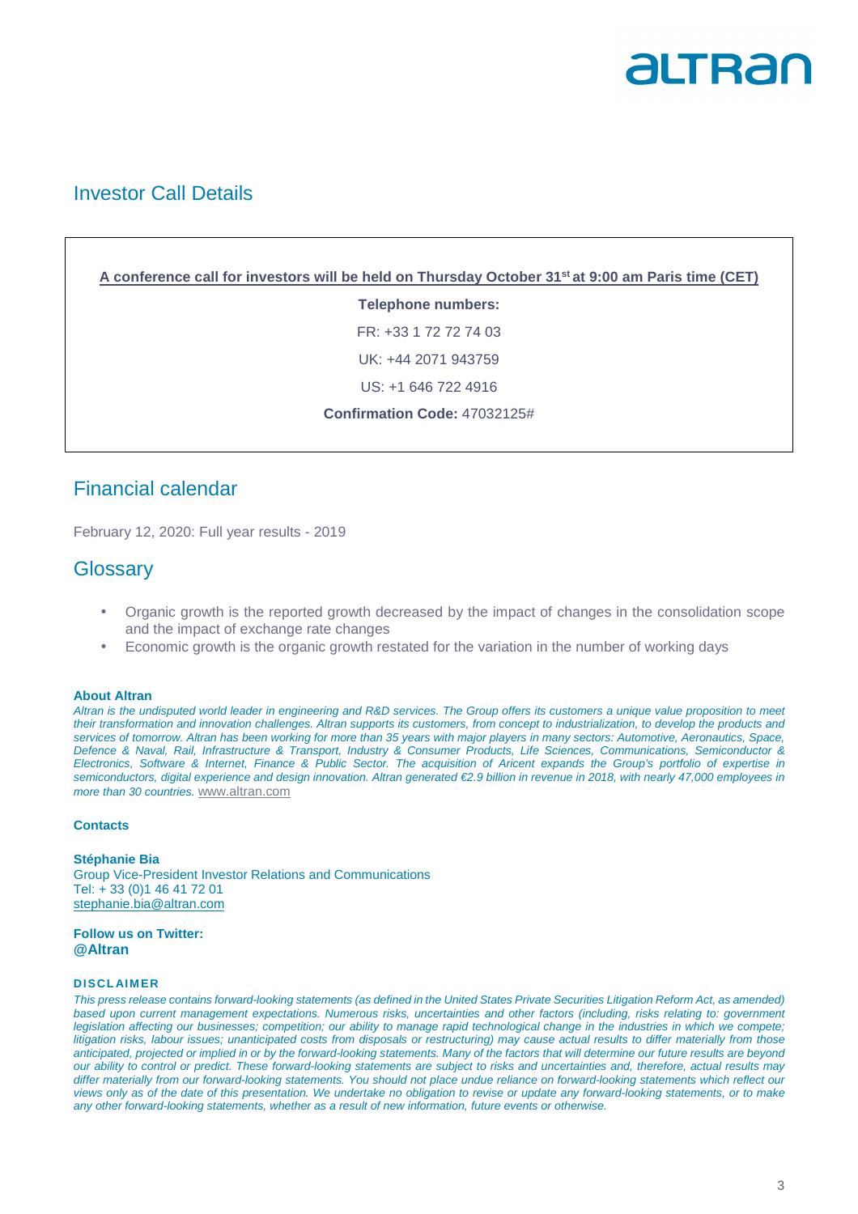## Investor Call Details

**A conference call for investors will be held on Thursday October 31st at 9:00 am Paris time (CET)**

**Telephone numbers:**

FR: +33 1 72 72 74 03

UK: +44 2071 943759

US: +1 646 722 4916

**Confirmation Code:** 47032125#

## Financial calendar

February 12, 2020: Full year results - 2019

## Glossary

- Organic growth is the reported growth decreased by the impact of changes in the consolidation scope and the impact of exchange rate changes
- Economic growth is the organic growth restated for the variation in the number of working days

**About Altran**

*Altran is the undisputed world leader in engineering and R&D services. The Group offers its customers a unique value proposition to meet their transformation and innovation challenges. Altran supports its customers, from concept to industrialization, to develop the products and services of tomorrow. Altran has been working for more than 35 years with major players in many sectors: Automotive, Aeronautics, Space, Defence & Naval, Rail, Infrastructure & Transport, Industry & Consumer Products, Life Sciences, Communications, Semiconductor & Electronics, Software & Internet, Finance & Public Sector. The acquisition of Aricent expands the Group's portfolio of expertise in semiconductors, digital experience and design innovation. Altran generated €2.9 billion in revenue in 2018, with nearly 47,000 employees in more than 30 countries.* www.altran.com

**Contacts**

**Stéphanie Bia**
Group Vice-President Investor Relations and Communications
Tel: + 33 (0)1 46 41 72 01
stephanie.bia@altran.com

**Follow us on Twitter:**
**@Altran**

**DISCLAIMER**

*This press release contains forward-looking statements (as defined in the United States Private Securities Litigation Reform Act, as amended) based upon current management expectations. Numerous risks, uncertainties and other factors (including, risks relating to: government legislation affecting our businesses; competition; our ability to manage rapid technological change in the industries in which we compete; litigation risks, labour issues; unanticipated costs from disposals or restructuring) may cause actual results to differ materially from those anticipated, projected or implied in or by the forward-looking statements. Many of the factors that will determine our future results are beyond our ability to control or predict. These forward-looking statements are subject to risks and uncertainties and, therefore, actual results may differ materially from our forward-looking statements. You should not place undue reliance on forward-looking statements which reflect our views only as of the date of this presentation. We undertake no obligation to revise or update any forward-looking statements, or to make any other forward-looking statements, whether as a result of new information, future events or otherwise.*